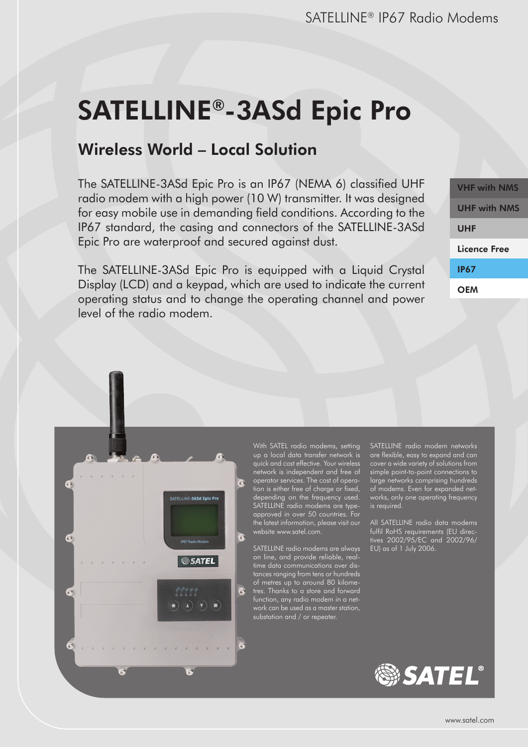# SATELLINE®-3ASd Epic Pro

## Wireless World – Local Solution

The SATELLINE-3ASd Epic Pro is an IP67 (NEMA 6) classified UHF radio modem with a high power (10 W) transmitter. It was designed for easy mobile use in demanding field conditions. According to the IP67 standard, the casing and connectors of the SATELLINE-3ASd Epic Pro are waterproof and secured against dust.

The SATELLINE-3ASd Epic Pro is equipped with a Liquid Crystal Display (LCD) and a keypad, which are used to indicate the current operating status and to change the operating channel and power level of the radio modem.

- VHF with NMS
- UHF with NMS
- UHF
- Licence Free
- IP67
- OEM

With SATEL radio modems, setting up a local data transfer network is quick and cost effective. Your wireless network is independent and free of operator services. The cost of operation is either free of charge or fixed, depending on the frequency used. SATELLINE radio modems are type-approved in over 50 countries. For the latest information, please visit our website www.satel.com.

SATELLINE radio modems are always on line, and provide reliable, real-time data communications over distances ranging from tens or hundreds of metres up to around 80 kilometres. Thanks to a store and forward function, any radio modem in a network can be used as a master station, substation and / or repeater.

SATELLINE radio modem networks are flexible, easy to expand and can cover a wide variety of solutions from simple point-to-point connections to large networks comprising hundreds of modems. Even for expanded networks, only one operating frequency is required.

All SATELLINE radio data modems fulfil RoHS requirements (EU directives 2002/95/EC and 2002/96/EU) as of 1 July 2006.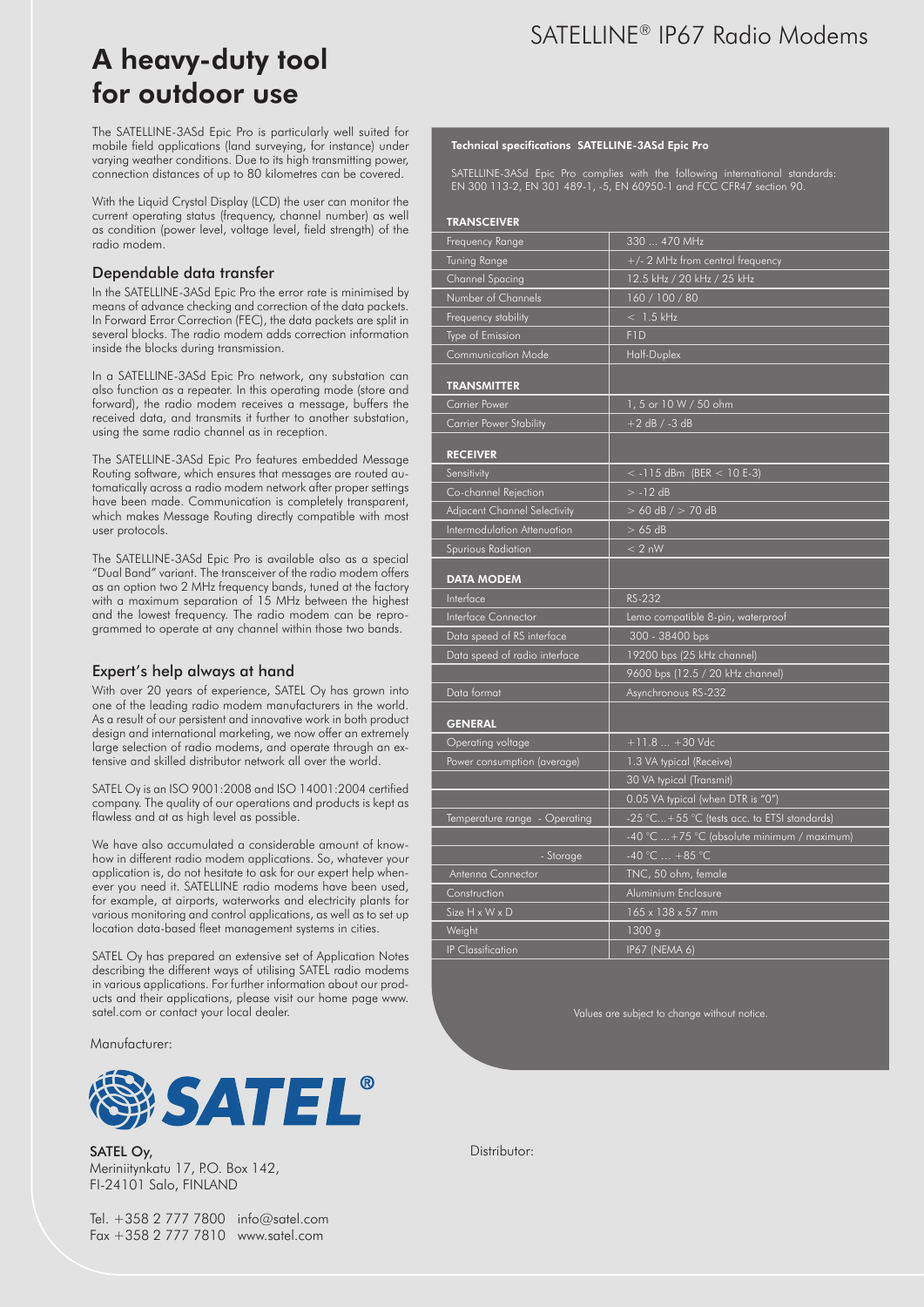# A heavy-duty tool for outdoor use

The SATELLINE-3ASd Epic Pro is particularly well suited for mobile field applications (land surveying, for instance) under varying weather conditions. Due to its high transmitting power, connection distances of up to 80 kilometres can be covered.

With the Liquid Crystal Display (LCD) the user can monitor the current operating status (frequency, channel number) as well as condition (power level, voltage level, field strength) of the radio modem.

## Dependable data transfer

In the SATELLINE-3ASd Epic Pro the error rate is minimised by means of advance checking and correction of the data packets. In Forward Error Correction (FEC), the data packets are split in several blocks. The radio modem adds correction information inside the blocks during transmission.

In a SATELLINE-3ASd Epic Pro network, any substation can also function as a repeater. In this operating mode (store and forward), the radio modem receives a message, buffers the received data, and transmits it further to another substation, using the same radio channel as in reception.

The SATELLINE-3ASd Epic Pro features embedded Message Routing software, which ensures that messages are routed automatically across a radio modem network after proper settings have been made. Communication is completely transparent, which makes Message Routing directly compatible with most user protocols.

The SATELLINE-3ASd Epic Pro is available also as a special "Dual Band" variant. The transceiver of the radio modem offers as an option two 2 MHz frequency bands, tuned at the factory with a maximum separation of 15 MHz between the highest and the lowest frequency. The radio modem can be reprogrammed to operate at any channel within those two bands.

## Expert's help always at hand

With over 20 years of experience, SATEL Oy has grown into one of the leading radio modem manufacturers in the world. As a result of our persistent and innovative work in both product design and international marketing, we now offer an extremely large selection of radio modems, and operate through an extensive and skilled distributor network all over the world.

SATEL Oy is an ISO 9001:2008 and ISO 14001:2004 certified company. The quality of our operations and products is kept as flawless and at as high level as possible.

We have also accumulated a considerable amount of know-how in different radio modem applications. So, whatever your application is, do not hesitate to ask for our expert help whenever you need it. SATELLINE radio modems have been used, for example, at airports, waterworks and electricity plants for various monitoring and control applications, as well as to set up location data-based fleet management systems in cities.

SATEL Oy has prepared an extensive set of Application Notes describing the different ways of utilising SATEL radio modems in various applications. For further information about our products and their applications, please visit our home page www.satel.com or contact your local dealer.

Manufacturer:

SATEL®

**SATEL Oy,**
Meriniitynkatu 17, P.O. Box 142,
FI-24101 Salo, FINLAND

Tel. +358 2 777 7800 info@satel.com
Fax +358 2 777 7810 www.satel.com

## SATELLINE® IP67 Radio Modems

### Technical specifications SATELLINE-3ASd Epic Pro

SATELLINE-3ASd Epic Pro complies with the following international standards: EN 300 113-2, EN 301 489-1, -5, EN 60950-1 and FCC CFR47 section 90.

| | |
|---|---|
| **TRANSCEIVER** | |
| Frequency Range | 330 ... 470 MHz |
| Tuning Range | +/- 2 MHz from central frequency |
| Channel Spacing | 12.5 kHz / 20 kHz / 25 kHz |
| Number of Channels | 160 / 100 / 80 |
| Frequency stability | < 1.5 kHz |
| Type of Emission | F1D |
| Communication Mode | Half-Duplex |
| **TRANSMITTER** | |
| Carrier Power | 1, 5 or 10 W / 50 ohm |
| Carrier Power Stability | +2 dB / -3 dB |
| **RECEIVER** | |
| Sensitivity | < -115 dBm (BER < 10 E-3) |
| Co-channel Rejection | > -12 dB |
| Adjacent Channel Selectivity | > 60 dB / > 70 dB |
| Intermodulation Attenuation | > 65 dB |
| Spurious Radiation | < 2 nW |
| **DATA MODEM** | |
| Interface | RS-232 |
| Interface Connector | Lemo compatible 8-pin, waterproof |
| Data speed of RS interface | 300 - 38400 bps |
| Data speed of radio interface | 19200 bps (25 kHz channel) |
| | 9600 bps (12.5 / 20 kHz channel) |
| Data format | Asynchronous RS-232 |
| **GENERAL** | |
| Operating voltage | +11.8 ... +30 Vdc |
| Power consumption (average) | 1.3 VA typical (Receive) |
| | 30 VA typical (Transmit) |
| | 0.05 VA typical (when DTR is "0") |
| Temperature range - Operating | -25 °C...+55 °C (tests acc. to ETSI standards) |
| | -40 °C ...+75 °C (absolute minimum / maximum) |
| - Storage | -40 °C ... +85 °C |
| Antenna Connector | TNC, 50 ohm, female |
| Construction | Aluminium Enclosure |
| Size H x W x D | 165 x 138 x 57 mm |
| Weight | 1300 g |
| IP Classification | IP67 (NEMA 6) |

Values are subject to change without notice.

Distributor: